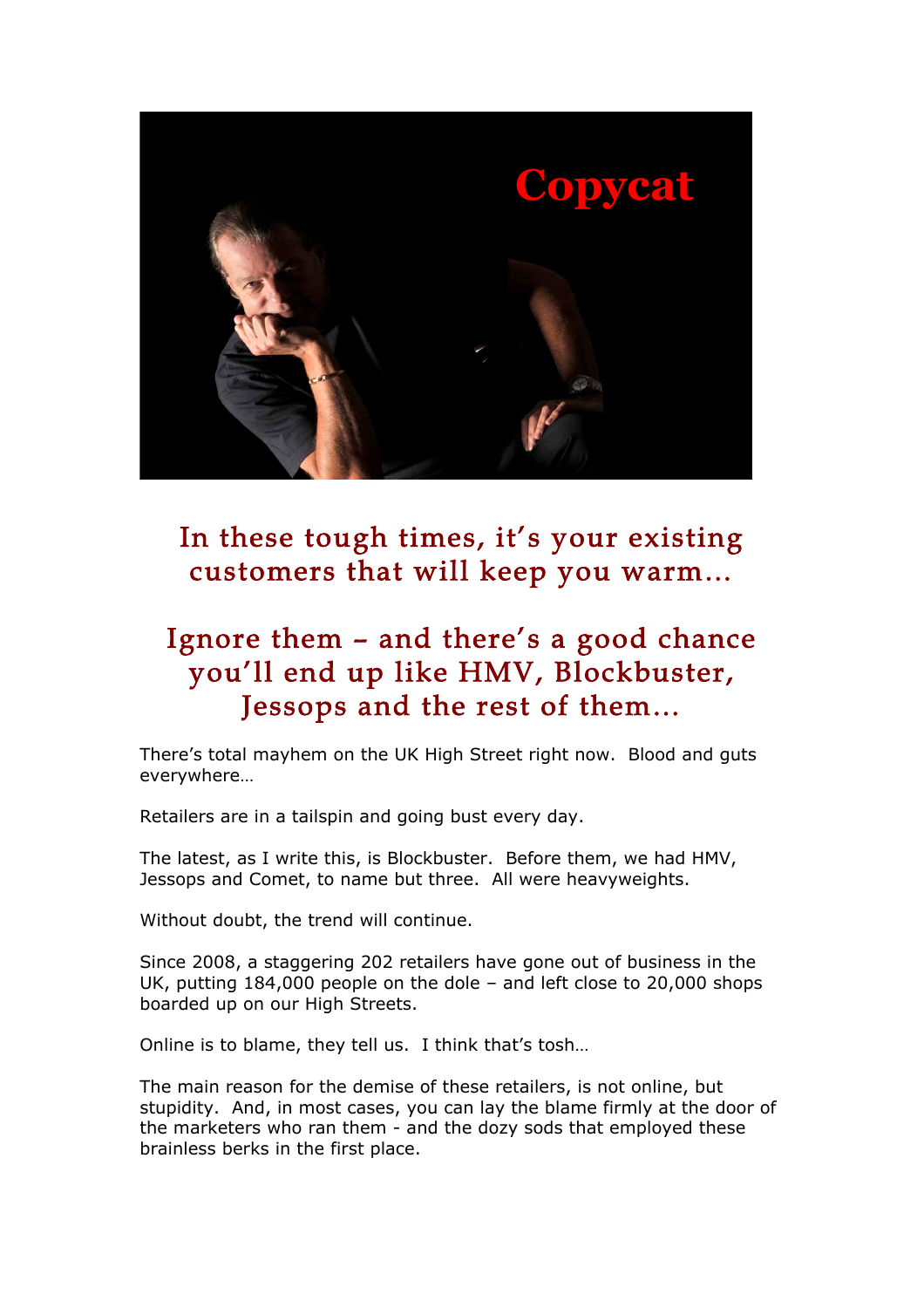# Copycat

## In these tough times, it's your existing customers that will keep you warm…

## Ignore them – and there's a good chance you'll end up like HMV, Blockbuster, Jessops and the rest of them…

There's total mayhem on the UK High Street right now. Blood and guts everywhere…

Retailers are in a tailspin and going bust every day.

The latest, as I write this, is Blockbuster. Before them, we had HMV, Jessops and Comet, to name but three. All were heavyweights.

Without doubt, the trend will continue.

Since 2008, a staggering 202 retailers have gone out of business in the UK, putting 184,000 people on the dole – and left close to 20,000 shops boarded up on our High Streets.

Online is to blame, they tell us. I think that's tosh…

The main reason for the demise of these retailers, is not online, but stupidity. And, in most cases, you can lay the blame firmly at the door of the marketers who ran them - and the dozy sods that employed these brainless berks in the first place.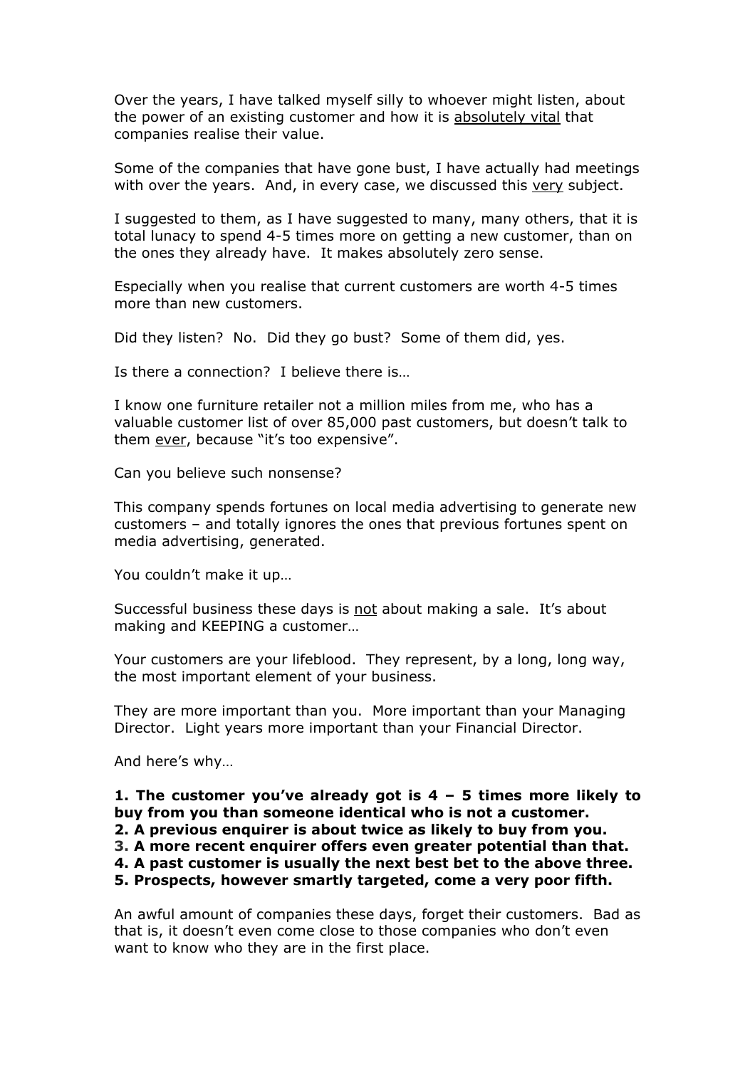Over the years, I have talked myself silly to whoever might listen, about the power of an existing customer and how it is <u>absolutely vital</u> that companies realise their value.

Some of the companies that have gone bust, I have actually had meetings with over the years. And, in every case, we discussed this <u>very</u> subject.

I suggested to them, as I have suggested to many, many others, that it is total lunacy to spend 4-5 times more on getting a new customer, than on the ones they already have. It makes absolutely zero sense.

Especially when you realise that current customers are worth 4-5 times more than new customers.

Did they listen? No. Did they go bust? Some of them did, yes.

Is there a connection? I believe there is…

I know one furniture retailer not a million miles from me, who has a valuable customer list of over 85,000 past customers, but doesn't talk to them <u>ever</u>, because "it's too expensive".

Can you believe such nonsense?

This company spends fortunes on local media advertising to generate new customers – and totally ignores the ones that previous fortunes spent on media advertising, generated.

You couldn't make it up…

Successful business these days is <u>not</u> about making a sale. It's about making and KEEPING a customer…

Your customers are your lifeblood. They represent, by a long, long way, the most important element of your business.

They are more important than you. More important than your Managing Director. Light years more important than your Financial Director.

And here's why…

**1. The customer you've already got is 4 – 5 times more likely to buy from you than someone identical who is not a customer.**
**2. A previous enquirer is about twice as likely to buy from you.**
**3. A more recent enquirer offers even greater potential than that.**
**4. A past customer is usually the next best bet to the above three.**
**5. Prospects, however smartly targeted, come a very poor fifth.**

An awful amount of companies these days, forget their customers. Bad as that is, it doesn't even come close to those companies who don't even want to know who they are in the first place.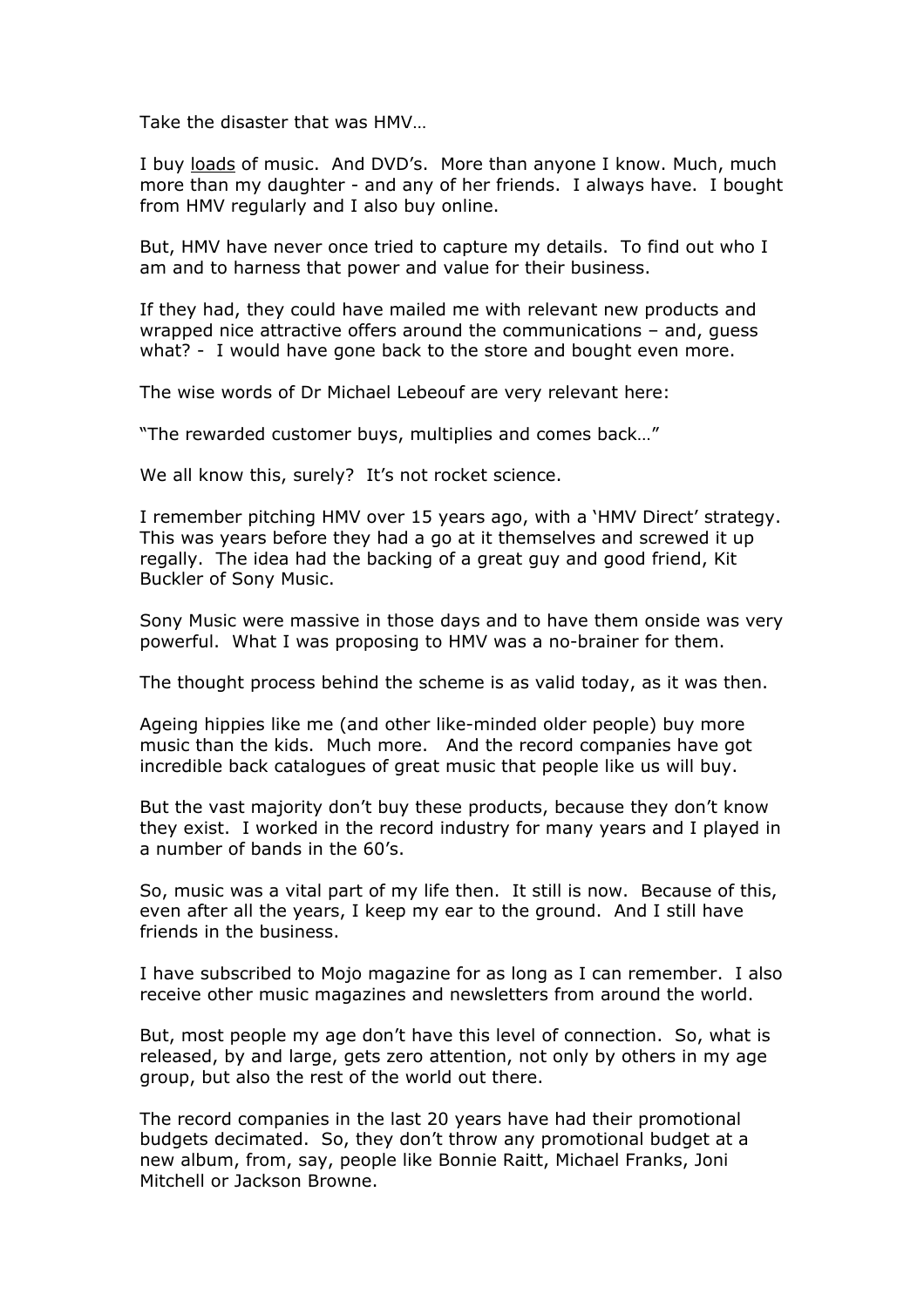Take the disaster that was HMV…

I buy <u>loads</u> of music. And DVD's. More than anyone I know. Much, much more than my daughter - and any of her friends. I always have. I bought from HMV regularly and I also buy online.

But, HMV have never once tried to capture my details. To find out who I am and to harness that power and value for their business.

If they had, they could have mailed me with relevant new products and wrapped nice attractive offers around the communications – and, guess what? - I would have gone back to the store and bought even more.

The wise words of Dr Michael Lebeouf are very relevant here:

"The rewarded customer buys, multiplies and comes back…"

We all know this, surely? It's not rocket science.

I remember pitching HMV over 15 years ago, with a 'HMV Direct' strategy. This was years before they had a go at it themselves and screwed it up regally. The idea had the backing of a great guy and good friend, Kit Buckler of Sony Music.

Sony Music were massive in those days and to have them onside was very powerful. What I was proposing to HMV was a no-brainer for them.

The thought process behind the scheme is as valid today, as it was then.

Ageing hippies like me (and other like-minded older people) buy more music than the kids. Much more. And the record companies have got incredible back catalogues of great music that people like us will buy.

But the vast majority don't buy these products, because they don't know they exist. I worked in the record industry for many years and I played in a number of bands in the 60's.

So, music was a vital part of my life then. It still is now. Because of this, even after all the years, I keep my ear to the ground. And I still have friends in the business.

I have subscribed to Mojo magazine for as long as I can remember. I also receive other music magazines and newsletters from around the world.

But, most people my age don't have this level of connection. So, what is released, by and large, gets zero attention, not only by others in my age group, but also the rest of the world out there.

The record companies in the last 20 years have had their promotional budgets decimated. So, they don't throw any promotional budget at a new album, from, say, people like Bonnie Raitt, Michael Franks, Joni Mitchell or Jackson Browne.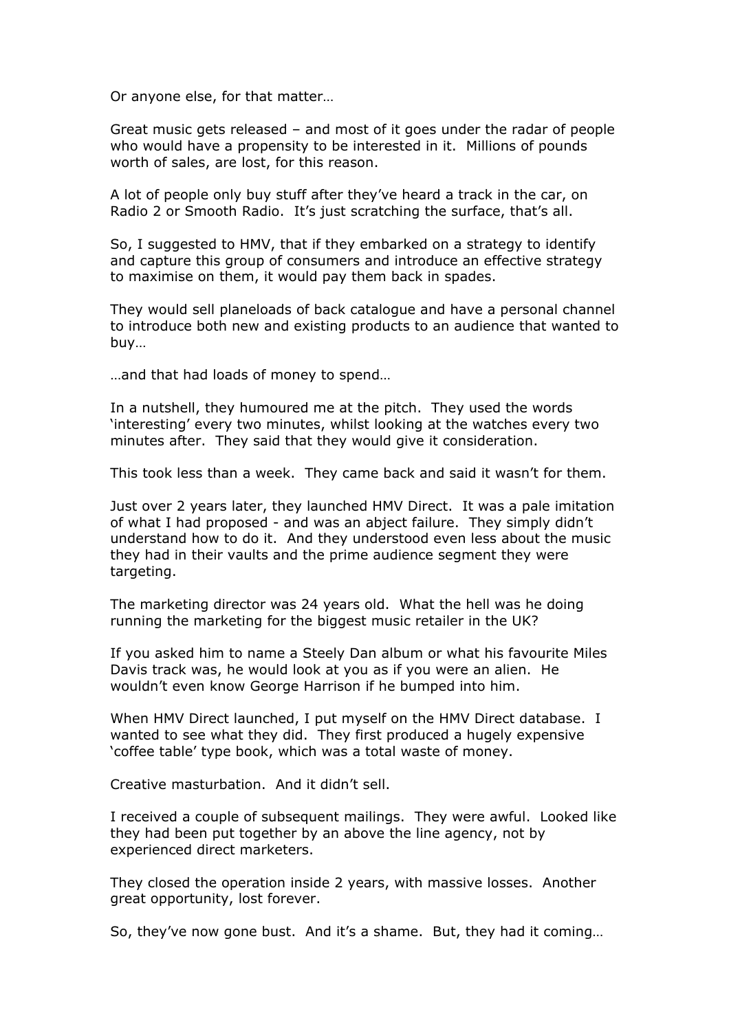Or anyone else, for that matter…

Great music gets released – and most of it goes under the radar of people who would have a propensity to be interested in it. Millions of pounds worth of sales, are lost, for this reason.

A lot of people only buy stuff after they've heard a track in the car, on Radio 2 or Smooth Radio. It's just scratching the surface, that's all.

So, I suggested to HMV, that if they embarked on a strategy to identify and capture this group of consumers and introduce an effective strategy to maximise on them, it would pay them back in spades.

They would sell planeloads of back catalogue and have a personal channel to introduce both new and existing products to an audience that wanted to buy…

…and that had loads of money to spend…

In a nutshell, they humoured me at the pitch. They used the words 'interesting' every two minutes, whilst looking at the watches every two minutes after. They said that they would give it consideration.

This took less than a week. They came back and said it wasn't for them.

Just over 2 years later, they launched HMV Direct. It was a pale imitation of what I had proposed - and was an abject failure. They simply didn't understand how to do it. And they understood even less about the music they had in their vaults and the prime audience segment they were targeting.

The marketing director was 24 years old. What the hell was he doing running the marketing for the biggest music retailer in the UK?

If you asked him to name a Steely Dan album or what his favourite Miles Davis track was, he would look at you as if you were an alien. He wouldn't even know George Harrison if he bumped into him.

When HMV Direct launched, I put myself on the HMV Direct database. I wanted to see what they did. They first produced a hugely expensive 'coffee table' type book, which was a total waste of money.

Creative masturbation. And it didn't sell.

I received a couple of subsequent mailings. They were awful. Looked like they had been put together by an above the line agency, not by experienced direct marketers.

They closed the operation inside 2 years, with massive losses. Another great opportunity, lost forever.

So, they've now gone bust. And it's a shame. But, they had it coming…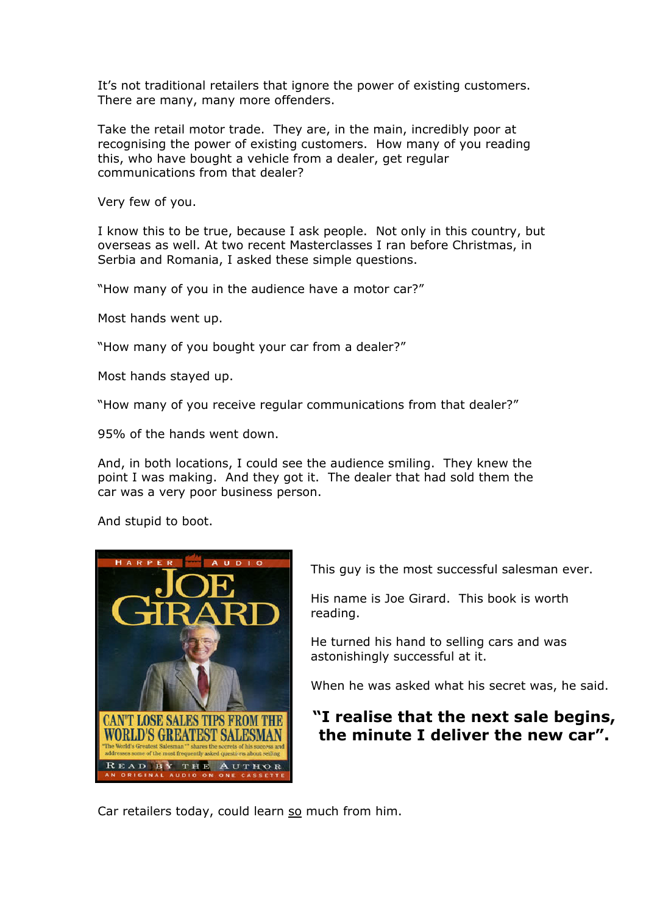It's not traditional retailers that ignore the power of existing customers. There are many, many more offenders.

Take the retail motor trade. They are, in the main, incredibly poor at recognising the power of existing customers. How many of you reading this, who have bought a vehicle from a dealer, get regular communications from that dealer?

Very few of you.

I know this to be true, because I ask people. Not only in this country, but overseas as well. At two recent Masterclasses I ran before Christmas, in Serbia and Romania, I asked these simple questions.

"How many of you in the audience have a motor car?"

Most hands went up.

"How many of you bought your car from a dealer?"

Most hands stayed up.

"How many of you receive regular communications from that dealer?"

95% of the hands went down.

And, in both locations, I could see the audience smiling. They knew the point I was making. And they got it. The dealer that had sold them the car was a very poor business person.

And stupid to boot.

This guy is the most successful salesman ever.

His name is Joe Girard. This book is worth reading.

He turned his hand to selling cars and was astonishingly successful at it.

When he was asked what his secret was, he said.

**"I realise that the next sale begins, the minute I deliver the new car".**

Car retailers today, could learn so much from him.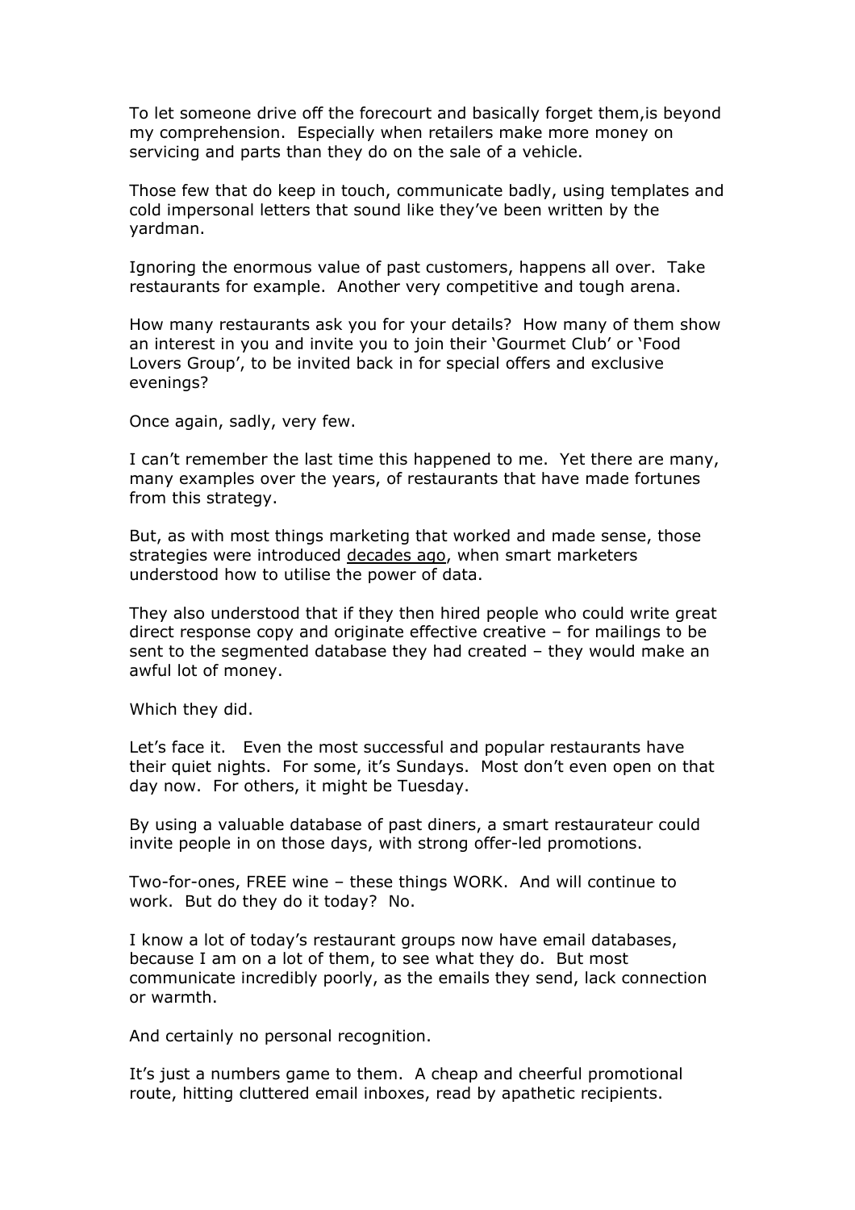To let someone drive off the forecourt and basically forget them,is beyond my comprehension. Especially when retailers make more money on servicing and parts than they do on the sale of a vehicle.

Those few that do keep in touch, communicate badly, using templates and cold impersonal letters that sound like they've been written by the yardman.

Ignoring the enormous value of past customers, happens all over. Take restaurants for example. Another very competitive and tough arena.

How many restaurants ask you for your details? How many of them show an interest in you and invite you to join their 'Gourmet Club' or 'Food Lovers Group', to be invited back in for special offers and exclusive evenings?

Once again, sadly, very few.

I can't remember the last time this happened to me. Yet there are many, many examples over the years, of restaurants that have made fortunes from this strategy.

But, as with most things marketing that worked and made sense, those strategies were introduced <u>decades ago</u>, when smart marketers understood how to utilise the power of data.

They also understood that if they then hired people who could write great direct response copy and originate effective creative – for mailings to be sent to the segmented database they had created – they would make an awful lot of money.

Which they did.

Let's face it. Even the most successful and popular restaurants have their quiet nights. For some, it's Sundays. Most don't even open on that day now. For others, it might be Tuesday.

By using a valuable database of past diners, a smart restaurateur could invite people in on those days, with strong offer-led promotions.

Two-for-ones, FREE wine – these things WORK. And will continue to work. But do they do it today? No.

I know a lot of today's restaurant groups now have email databases, because I am on a lot of them, to see what they do. But most communicate incredibly poorly, as the emails they send, lack connection or warmth.

And certainly no personal recognition.

It's just a numbers game to them. A cheap and cheerful promotional route, hitting cluttered email inboxes, read by apathetic recipients.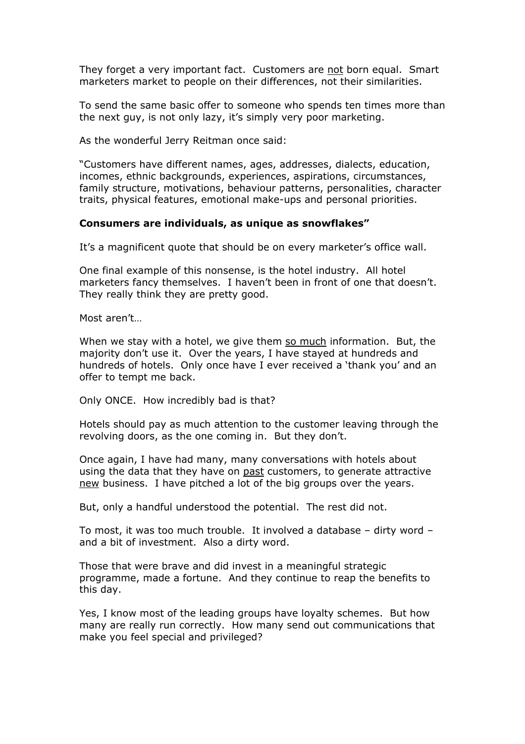They forget a very important fact. Customers are <u>not</u> born equal. Smart marketers market to people on their differences, not their similarities.

To send the same basic offer to someone who spends ten times more than the next guy, is not only lazy, it's simply very poor marketing.

As the wonderful Jerry Reitman once said:

"Customers have different names, ages, addresses, dialects, education, incomes, ethnic backgrounds, experiences, aspirations, circumstances, family structure, motivations, behaviour patterns, personalities, character traits, physical features, emotional make-ups and personal priorities.

**Consumers are individuals, as unique as snowflakes"**

It's a magnificent quote that should be on every marketer's office wall.

One final example of this nonsense, is the hotel industry. All hotel marketers fancy themselves. I haven't been in front of one that doesn't. They really think they are pretty good.

Most aren't…

When we stay with a hotel, we give them <u>so much</u> information. But, the majority don't use it. Over the years, I have stayed at hundreds and hundreds of hotels. Only once have I ever received a 'thank you' and an offer to tempt me back.

Only ONCE. How incredibly bad is that?

Hotels should pay as much attention to the customer leaving through the revolving doors, as the one coming in. But they don't.

Once again, I have had many, many conversations with hotels about using the data that they have on <u>past</u> customers, to generate attractive <u>new</u> business. I have pitched a lot of the big groups over the years.

But, only a handful understood the potential. The rest did not.

To most, it was too much trouble. It involved a database – dirty word – and a bit of investment. Also a dirty word.

Those that were brave and did invest in a meaningful strategic programme, made a fortune. And they continue to reap the benefits to this day.

Yes, I know most of the leading groups have loyalty schemes. But how many are really run correctly. How many send out communications that make you feel special and privileged?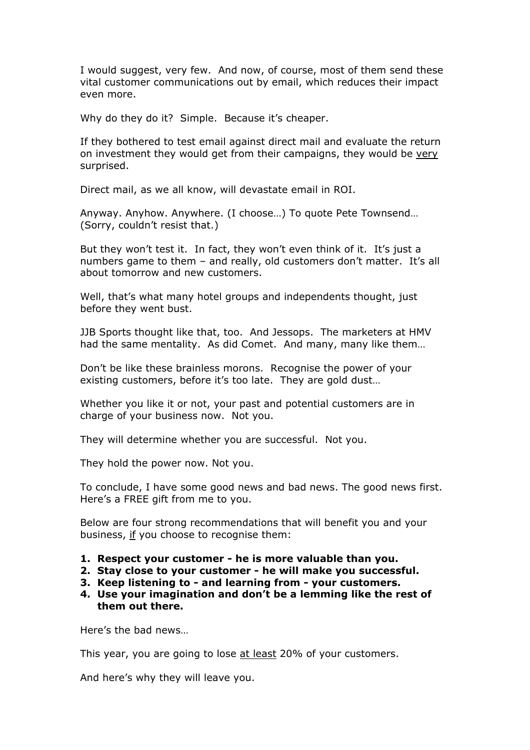I would suggest, very few. And now, of course, most of them send these vital customer communications out by email, which reduces their impact even more.

Why do they do it? Simple. Because it's cheaper.

If they bothered to test email against direct mail and evaluate the return on investment they would get from their campaigns, they would be <u>very</u> surprised.

Direct mail, as we all know, will devastate email in ROI.

Anyway. Anyhow. Anywhere. (I choose…) To quote Pete Townsend… (Sorry, couldn't resist that.)

But they won't test it. In fact, they won't even think of it. It's just a numbers game to them – and really, old customers don't matter. It's all about tomorrow and new customers.

Well, that's what many hotel groups and independents thought, just before they went bust.

JJB Sports thought like that, too. And Jessops. The marketers at HMV had the same mentality. As did Comet. And many, many like them…

Don't be like these brainless morons. Recognise the power of your existing customers, before it's too late. They are gold dust…

Whether you like it or not, your past and potential customers are in charge of your business now. Not you.

They will determine whether you are successful. Not you.

They hold the power now. Not you.

To conclude, I have some good news and bad news. The good news first. Here's a FREE gift from me to you.

Below are four strong recommendations that will benefit you and your business, <u>if</u> you choose to recognise them:

1. **Respect your customer - he is more valuable than you.**
2. **Stay close to your customer - he will make you successful.**
3. **Keep listening to - and learning from - your customers.**
4. **Use your imagination and don't be a lemming like the rest of them out there.**

Here's the bad news…

This year, you are going to lose <u>at least</u> 20% of your customers.

And here's why they will leave you.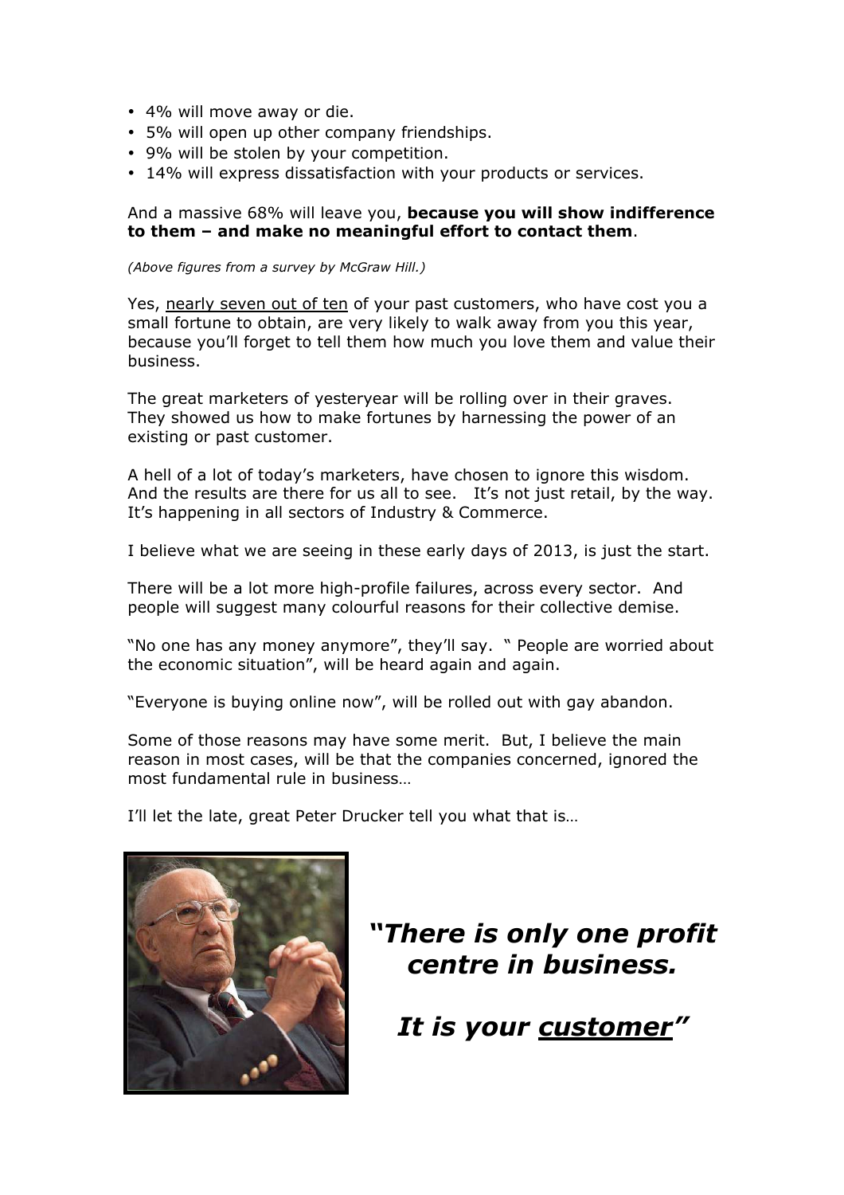- 4% will move away or die.
- 5% will open up other company friendships.
- 9% will be stolen by your competition.
- 14% will express dissatisfaction with your products or services.

And a massive 68% will leave you, **because you will show indifference to them – and make no meaningful effort to contact them**.

*(Above figures from a survey by McGraw Hill.)*

Yes, nearly seven out of ten of your past customers, who have cost you a small fortune to obtain, are very likely to walk away from you this year, because you'll forget to tell them how much you love them and value their business.

The great marketers of yesteryear will be rolling over in their graves. They showed us how to make fortunes by harnessing the power of an existing or past customer.

A hell of a lot of today's marketers, have chosen to ignore this wisdom. And the results are there for us all to see. It's not just retail, by the way. It's happening in all sectors of Industry & Commerce.

I believe what we are seeing in these early days of 2013, is just the start.

There will be a lot more high-profile failures, across every sector. And people will suggest many colourful reasons for their collective demise.

"No one has any money anymore", they'll say. " People are worried about the economic situation", will be heard again and again.

"Everyone is buying online now", will be rolled out with gay abandon.

Some of those reasons may have some merit. But, I believe the main reason in most cases, will be that the companies concerned, ignored the most fundamental rule in business…

I'll let the late, great Peter Drucker tell you what that is…

***"There is only one profit centre in business.***

***It is your customer"***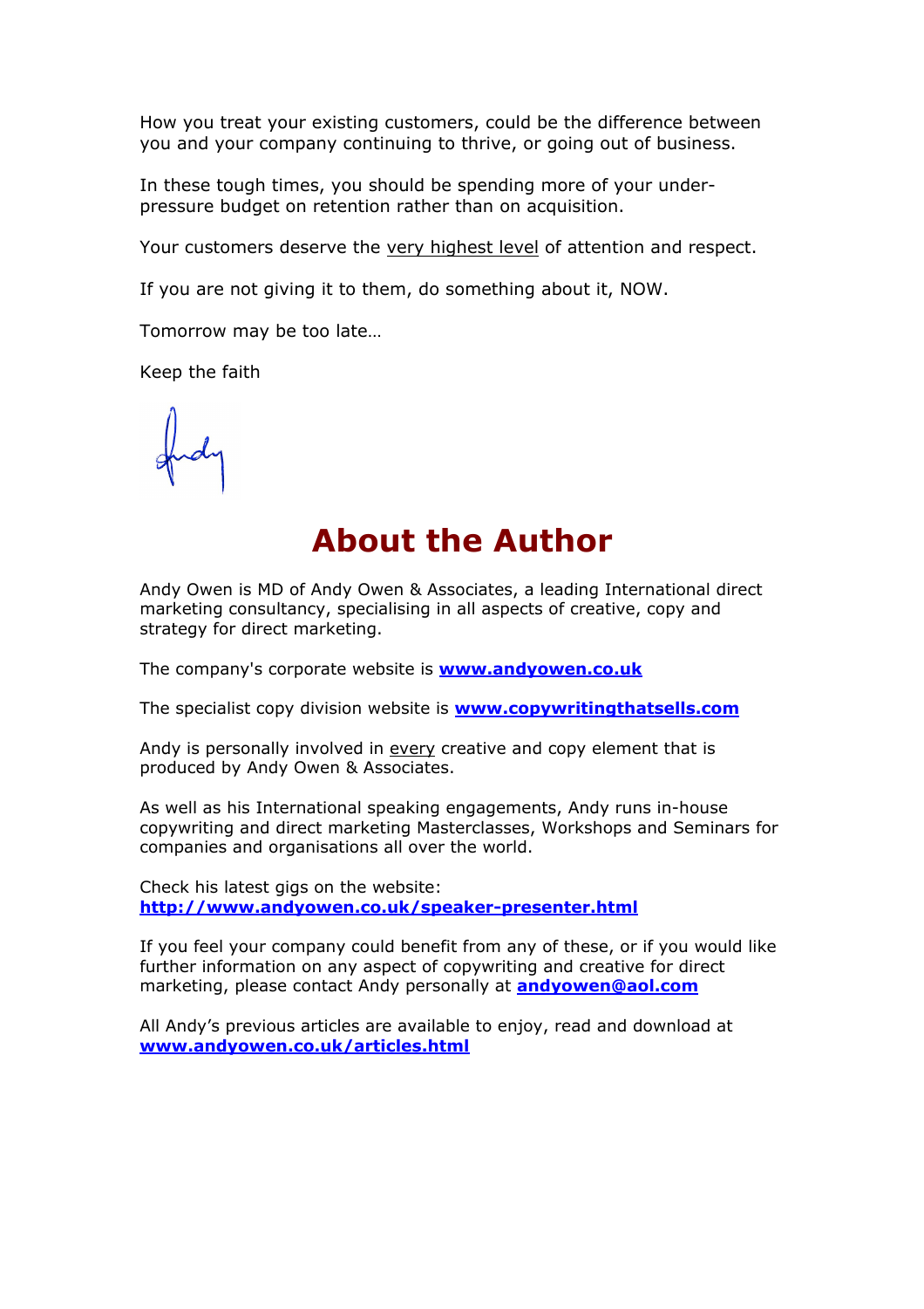How you treat your existing customers, could be the difference between you and your company continuing to thrive, or going out of business.

In these tough times, you should be spending more of your under-pressure budget on retention rather than on acquisition.

Your customers deserve the very highest level of attention and respect.

If you are not giving it to them, do something about it, NOW.

Tomorrow may be too late…

Keep the faith

Andy

# About the Author

Andy Owen is MD of Andy Owen & Associates, a leading International direct marketing consultancy, specialising in all aspects of creative, copy and strategy for direct marketing.

The company's corporate website is **www.andyowen.co.uk**

The specialist copy division website is **www.copywritingthatsells.com**

Andy is personally involved in every creative and copy element that is produced by Andy Owen & Associates.

As well as his International speaking engagements, Andy runs in-house copywriting and direct marketing Masterclasses, Workshops and Seminars for companies and organisations all over the world.

Check his latest gigs on the website:
**http://www.andyowen.co.uk/speaker-presenter.html**

If you feel your company could benefit from any of these, or if you would like further information on any aspect of copywriting and creative for direct marketing, please contact Andy personally at **andyowen@aol.com**

All Andy's previous articles are available to enjoy, read and download at **www.andyowen.co.uk/articles.html**